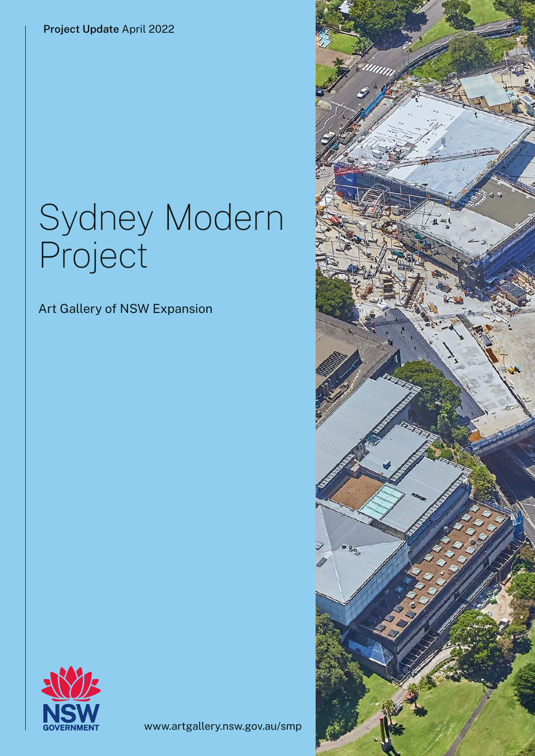**Project Update** April 2022

# Sydney Modern Project

Art Gallery of NSW Expansion

NSW GOVERNMENT

www.artgallery.nsw.gov.au/smp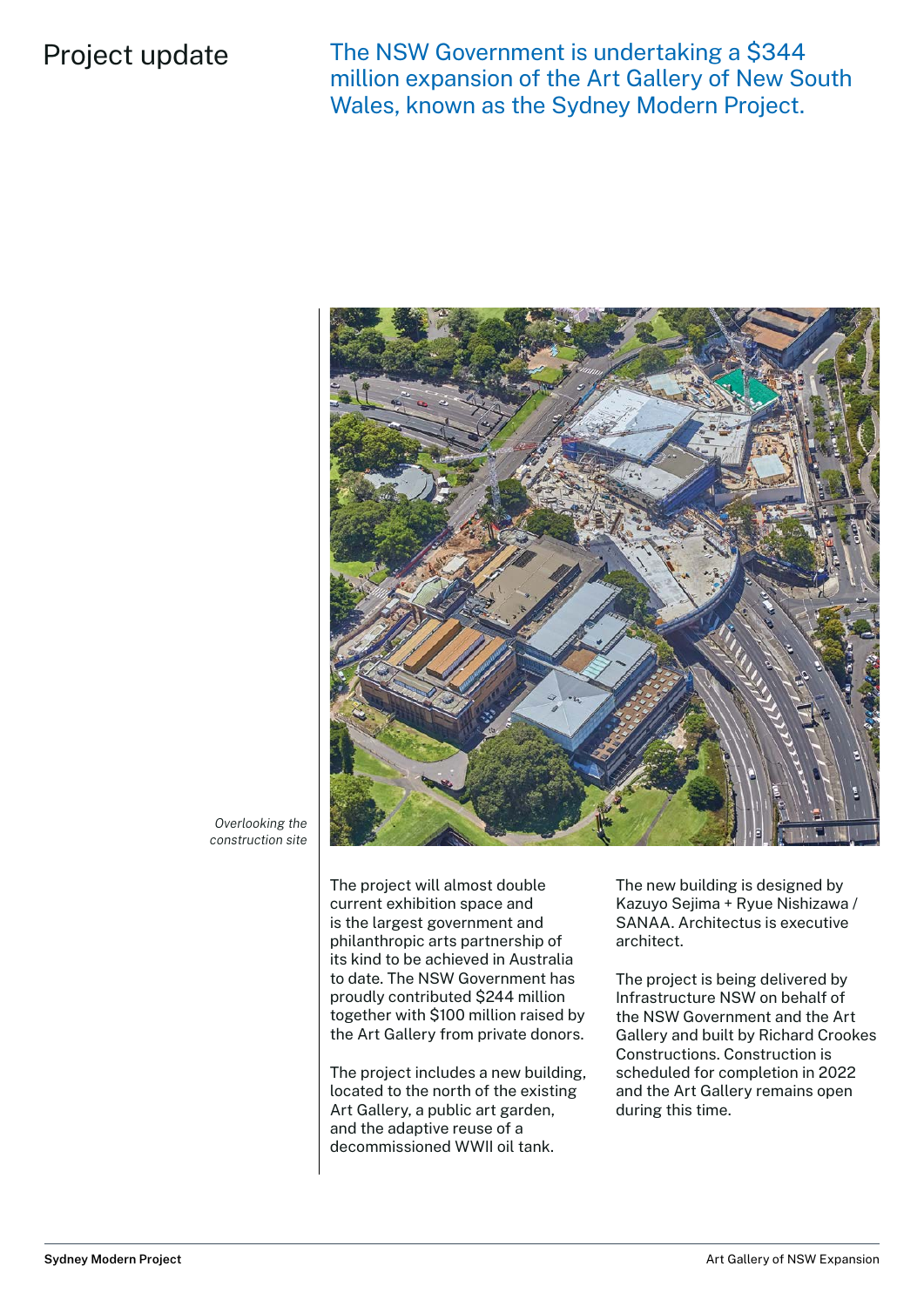# Project update

## The NSW Government is undertaking a $344 million expansion of the Art Gallery of New South Wales, known as the Sydney Modern Project.

*Overlooking the construction site*

The project will almost double current exhibition space and is the largest government and philanthropic arts partnership of its kind to be achieved in Australia to date. The NSW Government has proudly contributed $244 million together with $100 million raised by the Art Gallery from private donors.

The project includes a new building, located to the north of the existing Art Gallery, a public art garden, and the adaptive reuse of a decommissioned WWII oil tank.

The new building is designed by Kazuyo Sejima + Ryue Nishizawa / SANAA. Architectus is executive architect.

The project is being delivered by Infrastructure NSW on behalf of the NSW Government and the Art Gallery and built by Richard Crookes Constructions. Construction is scheduled for completion in 2022 and the Art Gallery remains open during this time.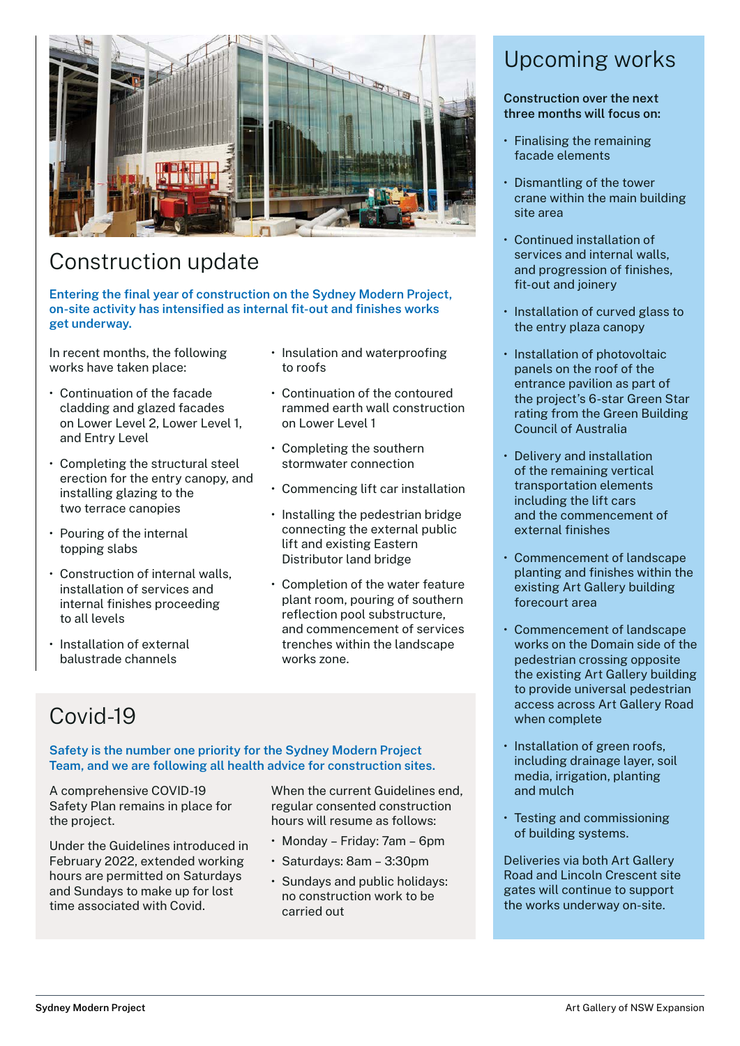## Construction update

**Entering the final year of construction on the Sydney Modern Project, on-site activity has intensified as internal fit-out and finishes works get underway.**

In recent months, the following works have taken place:

- Continuation of the facade cladding and glazed facades on Lower Level 2, Lower Level 1, and Entry Level
- Completing the structural steel erection for the entry canopy, and installing glazing to the two terrace canopies
- Pouring of the internal topping slabs
- Construction of internal walls, installation of services and internal finishes proceeding to all levels
- Installation of external balustrade channels
- Insulation and waterproofing to roofs
- Continuation of the contoured rammed earth wall construction on Lower Level 1
- Completing the southern stormwater connection
- Commencing lift car installation
- Installing the pedestrian bridge connecting the external public lift and existing Eastern Distributor land bridge
- Completion of the water feature plant room, pouring of southern reflection pool substructure, and commencement of services trenches within the landscape works zone.

## Covid-19

**Safety is the number one priority for the Sydney Modern Project Team, and we are following all health advice for construction sites.**

A comprehensive COVID-19 Safety Plan remains in place for the project.

Under the Guidelines introduced in February 2022, extended working hours are permitted on Saturdays and Sundays to make up for lost time associated with Covid.

When the current Guidelines end, regular consented construction hours will resume as follows:

- Monday – Friday: 7am – 6pm
- Saturdays: 8am – 3:30pm
- Sundays and public holidays: no construction work to be carried out

## Upcoming works

**Construction over the next three months will focus on:**

- Finalising the remaining facade elements
- Dismantling of the tower crane within the main building site area
- Continued installation of services and internal walls, and progression of finishes, fit-out and joinery
- Installation of curved glass to the entry plaza canopy
- Installation of photovoltaic panels on the roof of the entrance pavilion as part of the project's 6-star Green Star rating from the Green Building Council of Australia
- Delivery and installation of the remaining vertical transportation elements including the lift cars and the commencement of external finishes
- Commencement of landscape planting and finishes within the existing Art Gallery building forecourt area
- Commencement of landscape works on the Domain side of the pedestrian crossing opposite the existing Art Gallery building to provide universal pedestrian access across Art Gallery Road when complete
- Installation of green roofs, including drainage layer, soil media, irrigation, planting and mulch
- Testing and commissioning of building systems.

Deliveries via both Art Gallery Road and Lincoln Crescent site gates will continue to support the works underway on-site.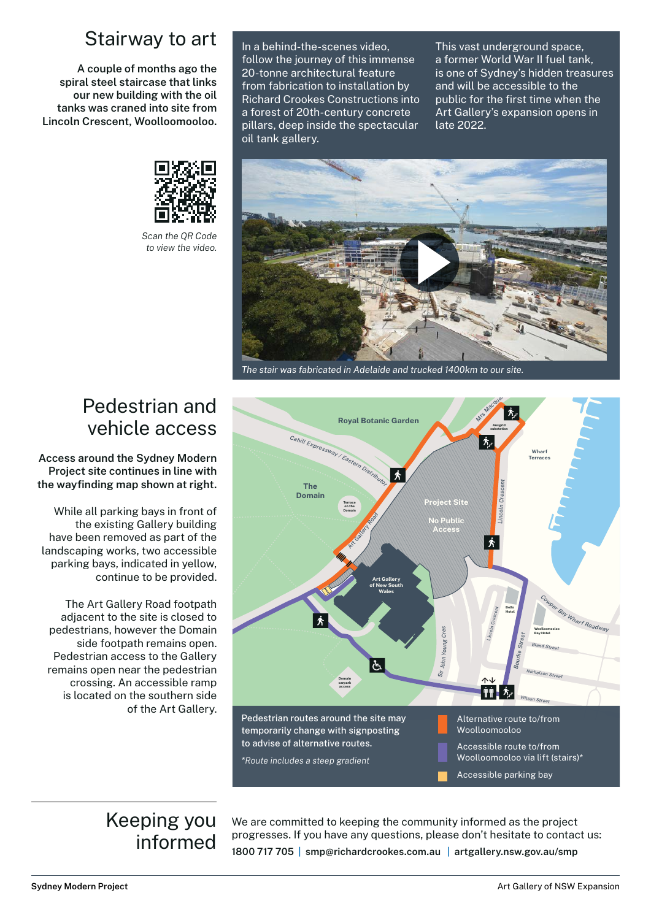# Stairway to art

**A couple of months ago the spiral steel staircase that links our new building with the oil tanks was craned into site from Lincoln Crescent, Woolloomooloo.**

*Scan the QR Code to view the video.*

In a behind-the-scenes video, follow the journey of this immense 20-tonne architectural feature from fabrication to installation by Richard Crookes Constructions into a forest of 20th-century concrete pillars, deep inside the spectacular oil tank gallery.

This vast underground space, a former World War II fuel tank, is one of Sydney's hidden treasures and will be accessible to the public for the first time when the Art Gallery's expansion opens in late 2022.

*The stair was fabricated in Adelaide and trucked 1400km to our site.*

# Pedestrian and vehicle access

**Access around the Sydney Modern Project site continues in line with the wayfinding map shown at right.**

While all parking bays in front of the existing Gallery building have been removed as part of the landscaping works, two accessible parking bays, indicated in yellow, continue to be provided.

The Art Gallery Road footpath adjacent to the site is closed to pedestrians, however the Domain side footpath remains open. Pedestrian access to the Gallery remains open near the pedestrian crossing. An accessible ramp is located on the southern side of the Art Gallery.

Royal Botanic Garden
Mrs Macquaries Road
Ausgrid substation
Wharf Terraces
Cahill Expressway / Eastern Distributor
The Domain
Terrace on the Domain
Art Gallery Road
Project Site
No Public Access
Lincoln Crescent
Art Gallery of New South Wales
Bells Hotel
Cowper Bay Wharf Roadway
Woolloomooloo Bay Hotel
Bland Street
Sir John Young Cres
Bourke Street
Nicholson Street
Wilson Street
Domain carpark access

Pedestrian routes around the site may temporarily change with signposting to advise of alternative routes.

*\*Route includes a steep gradient*

Alternative route to/from Woolloomooloo

Accessible route to/from Woolloomooloo via lift (stairs)*

Accessible parking bay

# Keeping you informed

We are committed to keeping the community informed as the project progresses. If you have any questions, please don't hesitate to contact us:

**1800 717 705 | smp@richardcrookes.com.au | artgallery.nsw.gov.au/smp**